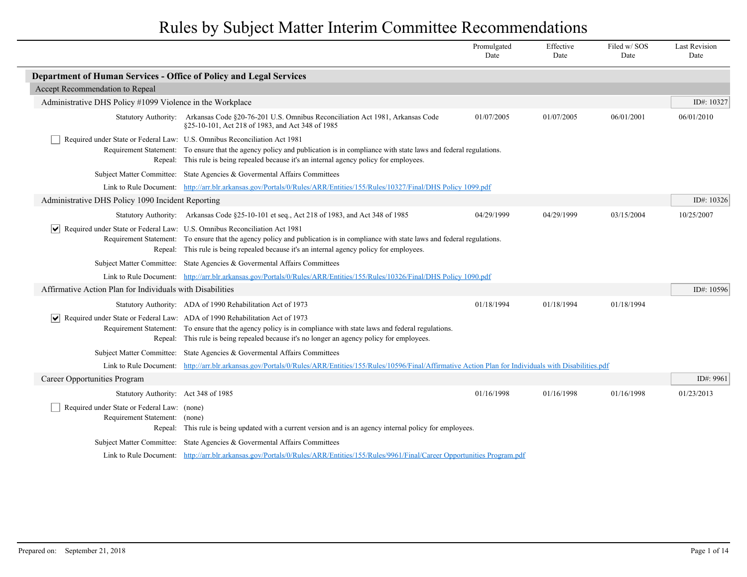# Rules by Subject Matter Interim Committee Recommendations

## Department of Human Services - Office of Policy and Legal Services

### Accept Recommendation to Repeal

#### Administrative DHS Policy #1099 Violence in the Workplace

ID#: 10327

| | Promulgated Date | Effective Date | Filed w/ SOS Date | Last Revision Date |
|---|---|---|---|---|
| Statutory Authority: Arkansas Code §20-76-201 U.S. Omnibus Reconciliation Act 1981, Arkansas Code §25-10-101, Act 218 of 1983, and Act 348 of 1985 | 01/07/2005 | 01/07/2005 | 06/01/2001 | 06/01/2010 |

- [ ] Required under State or Federal Law: U.S. Omnibus Reconciliation Act 1981

Requirement Statement: To ensure that the agency policy and publication is in compliance with state laws and federal regulations.

Repeal: This rule is being repealed because it's an internal agency policy for employees.

Subject Matter Committee: State Agencies & Governental Affairs Committees

Link to Rule Document: http://arr.blr.arkansas.gov/Portals/0/Rules/ARR/Entities/155/Rules/10327/Final/DHS Policy 1099.pdf

#### Administrative DHS Policy 1090 Incident Reporting

ID#: 10326

| | Promulgated Date | Effective Date | Filed w/ SOS Date | Last Revision Date |
|---|---|---|---|---|
| Statutory Authority: Arkansas Code §25-10-101 et seq., Act 218 of 1983, and Act 348 of 1985 | 04/29/1999 | 04/29/1999 | 03/15/2004 | 10/25/2007 |

- [x] Required under State or Federal Law: U.S. Omnibus Reconciliation Act 1981

Requirement Statement: To ensure that the agency policy and publication is in compliance with state laws and federal regulations.

Repeal: This rule is being repealed because it's an internal agency policy for employees.

Subject Matter Committee: State Agencies & Governental Affairs Committees

Link to Rule Document: http://arr.blr.arkansas.gov/Portals/0/Rules/ARR/Entities/155/Rules/10326/Final/DHS Policy 1090.pdf

#### Affirmative Action Plan for Individuals with Disabilities

ID#: 10596

| | Promulgated Date | Effective Date | Filed w/ SOS Date | Last Revision Date |
|---|---|---|---|---|
| Statutory Authority: ADA of 1990 Rehabilitation Act of 1973 | 01/18/1994 | 01/18/1994 | 01/18/1994 | |

- [x] Required under State or Federal Law: ADA of 1990 Rehabilitation Act of 1973

Requirement Statement: To ensure that the agency policy is in compliance with state laws and federal regulations.

Repeal: This rule is being repealed because it's no longer an agency policy for employees.

Subject Matter Committee: State Agencies & Governental Affairs Committees

Link to Rule Document: http://arr.blr.arkansas.gov/Portals/0/Rules/ARR/Entities/155/Rules/10596/Final/Affirmative Action Plan for Individuals with Disabilities.pdf

#### Career Opportunities Program

ID#: 9961

| | Promulgated Date | Effective Date | Filed w/ SOS Date | Last Revision Date |
|---|---|---|---|---|
| Statutory Authority: Act 348 of 1985 | 01/16/1998 | 01/16/1998 | 01/16/1998 | 01/23/2013 |

- [ ] Required under State or Federal Law: (none)

Requirement Statement: (none)

Repeal: This rule is being updated with a current version and is an agency internal policy for employees.

Subject Matter Committee: State Agencies & Governental Affairs Committees

Link to Rule Document: http://arr.blr.arkansas.gov/Portals/0/Rules/ARR/Entities/155/Rules/9961/Final/Career Opportunities Program.pdf

Prepared on: September 21, 2018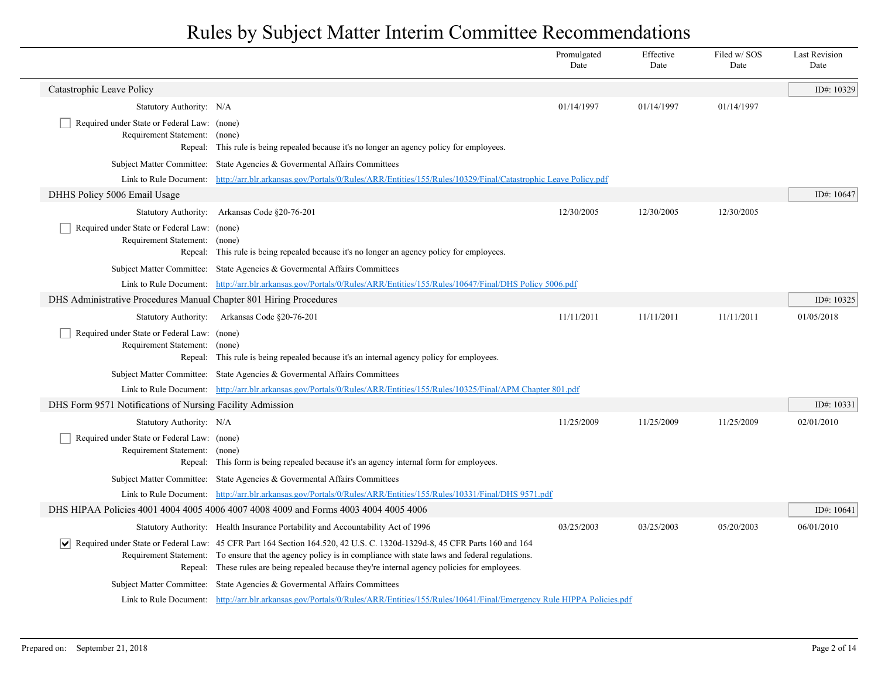# Rules by Subject Matter Interim Committee Recommendations

| | Promulgated Date | Effective Date | Filed w/ SOS Date | Last Revision Date |
|---|---|---|---|---|

## Catastrophic Leave Policy

**ID#: 10329**

| | | Promulgated Date | Effective Date | Filed w/ SOS Date | Last Revision Date |
|---|---|---|---|---|---|
| Statutory Authority: | N/A | 01/14/1997 | 01/14/1997 | 01/14/1997 | |

- [ ] Required under State or Federal Law: (none)

Requirement Statement: (none)

Repeal: This rule is being repealed because it's no longer an agency policy for employees.

Subject Matter Committee: State Agencies & Govermental Affairs Committees

Link to Rule Document: [http://arr.blr.arkansas.gov/Portals/0/Rules/ARR/Entities/155/Rules/10329/Final/Catastrophic Leave Policy.pdf](http://arr.blr.arkansas.gov/Portals/0/Rules/ARR/Entities/155/Rules/10329/Final/Catastrophic Leave Policy.pdf)

## DHHS Policy 5006 Email Usage

**ID#: 10647**

| | | Promulgated Date | Effective Date | Filed w/ SOS Date | Last Revision Date |
|---|---|---|---|---|---|
| Statutory Authority: | Arkansas Code §20-76-201 | 12/30/2005 | 12/30/2005 | 12/30/2005 | |

- [ ] Required under State or Federal Law: (none)

Requirement Statement: (none)

Repeal: This rule is being repealed because it's no longer an agency policy for employees.

Subject Matter Committee: State Agencies & Govermental Affairs Committees

Link to Rule Document: [http://arr.blr.arkansas.gov/Portals/0/Rules/ARR/Entities/155/Rules/10647/Final/DHS Policy 5006.pdf](http://arr.blr.arkansas.gov/Portals/0/Rules/ARR/Entities/155/Rules/10647/Final/DHS Policy 5006.pdf)

## DHS Administrative Procedures Manual Chapter 801 Hiring Procedures

**ID#: 10325**

| | | Promulgated Date | Effective Date | Filed w/ SOS Date | Last Revision Date |
|---|---|---|---|---|---|
| Statutory Authority: | Arkansas Code §20-76-201 | 11/11/2011 | 11/11/2011 | 11/11/2011 | 01/05/2018 |

- [ ] Required under State or Federal Law: (none)

Requirement Statement: (none)

Repeal: This rule is being repealed because it's an internal agency policy for employees.

Subject Matter Committee: State Agencies & Govermental Affairs Committees

Link to Rule Document: [http://arr.blr.arkansas.gov/Portals/0/Rules/ARR/Entities/155/Rules/10325/Final/APM Chapter 801.pdf](http://arr.blr.arkansas.gov/Portals/0/Rules/ARR/Entities/155/Rules/10325/Final/APM Chapter 801.pdf)

## DHS Form 9571 Notifications of Nursing Facility Admission

**ID#: 10331**

| | | Promulgated Date | Effective Date | Filed w/ SOS Date | Last Revision Date |
|---|---|---|---|---|---|
| Statutory Authority: | N/A | 11/25/2009 | 11/25/2009 | 11/25/2009 | 02/01/2010 |

- [ ] Required under State or Federal Law: (none)

Requirement Statement: (none)

Repeal: This form is being repealed because it's an agency internal form for employees.

Subject Matter Committee: State Agencies & Govermental Affairs Committees

Link to Rule Document: [http://arr.blr.arkansas.gov/Portals/0/Rules/ARR/Entities/155/Rules/10331/Final/DHS 9571.pdf](http://arr.blr.arkansas.gov/Portals/0/Rules/ARR/Entities/155/Rules/10331/Final/DHS 9571.pdf)

## DHS HIPAA Policies 4001 4004 4005 4006 4007 4008 4009 and Forms 4003 4004 4005 4006

**ID#: 10641**

| | | Promulgated Date | Effective Date | Filed w/ SOS Date | Last Revision Date |
|---|---|---|---|---|---|
| Statutory Authority: | Health Insurance Portability and Accountability Act of 1996 | 03/25/2003 | 03/25/2003 | 05/20/2003 | 06/01/2010 |

- [x] Required under State or Federal Law: 45 CFR Part 164 Section 164.520, 42 U.S. C. 1320d-1329d-8, 45 CFR Parts 160 and 164

Requirement Statement: To ensure that the agency policy is in compliance with state laws and federal regulations.

Repeal: These rules are being repealed because they're internal agency policies for employees.

Subject Matter Committee: State Agencies & Govermental Affairs Committees

Link to Rule Document: [http://arr.blr.arkansas.gov/Portals/0/Rules/ARR/Entities/155/Rules/10641/Final/Emergency Rule HIPPA Policies.pdf](http://arr.blr.arkansas.gov/Portals/0/Rules/ARR/Entities/155/Rules/10641/Final/Emergency Rule HIPPA Policies.pdf)

Prepared on: September 21, 2018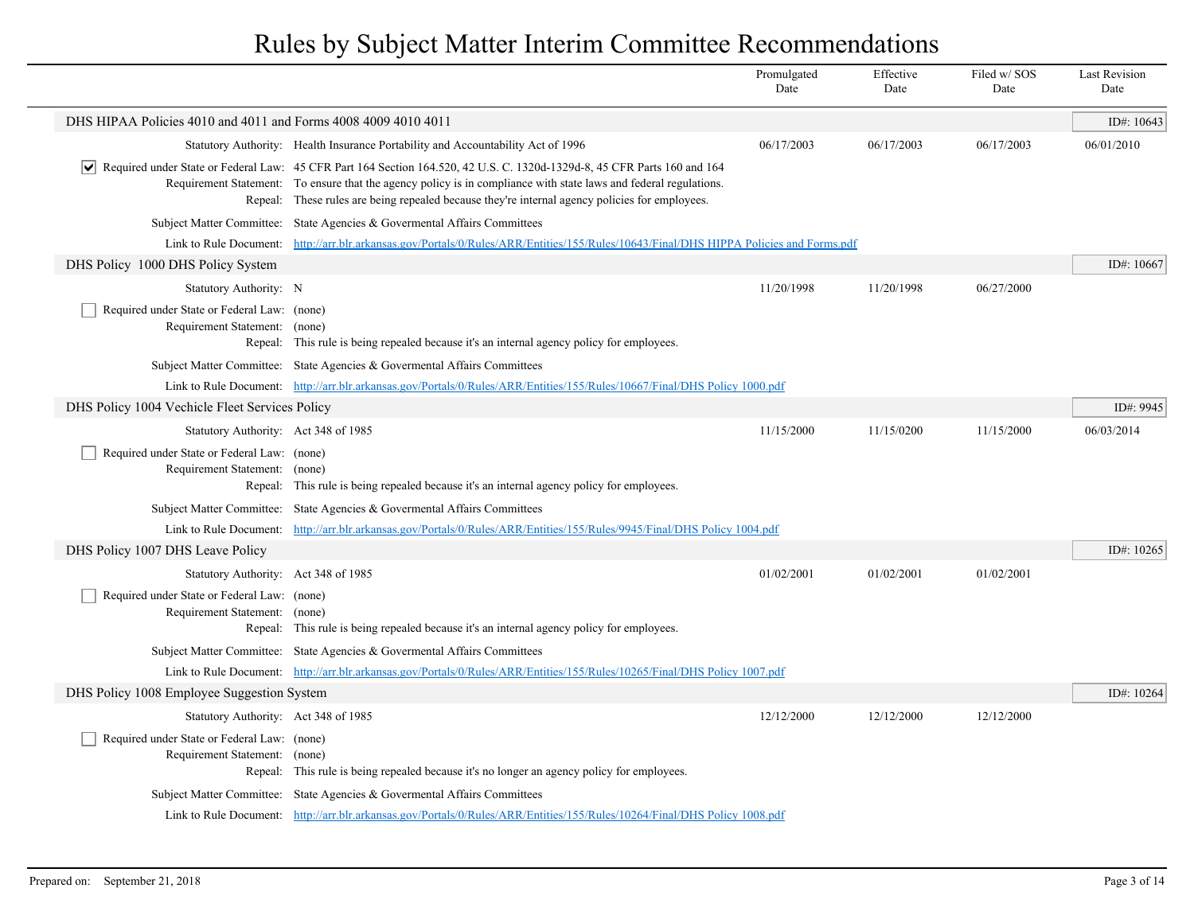# Rules by Subject Matter Interim Committee Recommendations

| | Promulgated Date | Effective Date | Filed w/ SOS Date | Last Revision Date |
|---|---|---|---|---|

## DHS HIPAA Policies 4010 and 4011 and Forms 4008 4009 4010 4011

ID#: 10643

| | Promulgated Date | Effective Date | Filed w/ SOS Date | Last Revision Date |
|---|---|---|---|---|
| Statutory Authority: Health Insurance Portability and Accountability Act of 1996 | 06/17/2003 | 06/17/2003 | 06/17/2003 | 06/01/2010 |

- [x] Required under State or Federal Law: 45 CFR Part 164 Section 164.520, 42 U.S. C. 1320d-1329d-8, 45 CFR Parts 160 and 164

Requirement Statement: To ensure that the agency policy is in compliance with state laws and federal regulations.

Repeal: These rules are being repealed because they're internal agency policies for employees.

Subject Matter Committee: State Agencies & Govermental Affairs Committees

Link to Rule Document: [http://arr.blr.arkansas.gov/Portals/0/Rules/ARR/Entities/155/Rules/10643/Final/DHS HIPPA Policies and Forms.pdf](http://arr.blr.arkansas.gov/Portals/0/Rules/ARR/Entities/155/Rules/10643/Final/DHS HIPPA Policies and Forms.pdf)

## DHS Policy 1000 DHS Policy System

ID#: 10667

| | Promulgated Date | Effective Date | Filed w/ SOS Date | Last Revision Date |
|---|---|---|---|---|
| Statutory Authority: N | 11/20/1998 | 11/20/1998 | 06/27/2000 | |

- [ ] Required under State or Federal Law: (none)

Requirement Statement: (none)

Repeal: This rule is being repealed because it's an internal agency policy for employees.

Subject Matter Committee: State Agencies & Govermental Affairs Committees

Link to Rule Document: [http://arr.blr.arkansas.gov/Portals/0/Rules/ARR/Entities/155/Rules/10667/Final/DHS Policy 1000.pdf](http://arr.blr.arkansas.gov/Portals/0/Rules/ARR/Entities/155/Rules/10667/Final/DHS Policy 1000.pdf)

## DHS Policy 1004 Vechicle Fleet Services Policy

ID#: 9945

| | Promulgated Date | Effective Date | Filed w/ SOS Date | Last Revision Date |
|---|---|---|---|---|
| Statutory Authority: Act 348 of 1985 | 11/15/2000 | 11/15/0200 | 11/15/2000 | 06/03/2014 |

- [ ] Required under State or Federal Law: (none)

Requirement Statement: (none)

Repeal: This rule is being repealed because it's an internal agency policy for employees.

Subject Matter Committee: State Agencies & Govermental Affairs Committees

Link to Rule Document: [http://arr.blr.arkansas.gov/Portals/0/Rules/ARR/Entities/155/Rules/9945/Final/DHS Policy 1004.pdf](http://arr.blr.arkansas.gov/Portals/0/Rules/ARR/Entities/155/Rules/9945/Final/DHS Policy 1004.pdf)

## DHS Policy 1007 DHS Leave Policy

ID#: 10265

| | Promulgated Date | Effective Date | Filed w/ SOS Date | Last Revision Date |
|---|---|---|---|---|
| Statutory Authority: Act 348 of 1985 | 01/02/2001 | 01/02/2001 | 01/02/2001 | |

- [ ] Required under State or Federal Law: (none)

Requirement Statement: (none)

Repeal: This rule is being repealed because it's an internal agency policy for employees.

Subject Matter Committee: State Agencies & Govermental Affairs Committees

Link to Rule Document: [http://arr.blr.arkansas.gov/Portals/0/Rules/ARR/Entities/155/Rules/10265/Final/DHS Policy 1007.pdf](http://arr.blr.arkansas.gov/Portals/0/Rules/ARR/Entities/155/Rules/10265/Final/DHS Policy 1007.pdf)

## DHS Policy 1008 Employee Suggestion System

ID#: 10264

| | Promulgated Date | Effective Date | Filed w/ SOS Date | Last Revision Date |
|---|---|---|---|---|
| Statutory Authority: Act 348 of 1985 | 12/12/2000 | 12/12/2000 | 12/12/2000 | |

- [ ] Required under State or Federal Law: (none)

Requirement Statement: (none)

Repeal: This rule is being repealed because it's no longer an agency policy for employees.

Subject Matter Committee: State Agencies & Govermental Affairs Committees

Link to Rule Document: [http://arr.blr.arkansas.gov/Portals/0/Rules/ARR/Entities/155/Rules/10264/Final/DHS Policy 1008.pdf](http://arr.blr.arkansas.gov/Portals/0/Rules/ARR/Entities/155/Rules/10264/Final/DHS Policy 1008.pdf)

Prepared on: September 21, 2018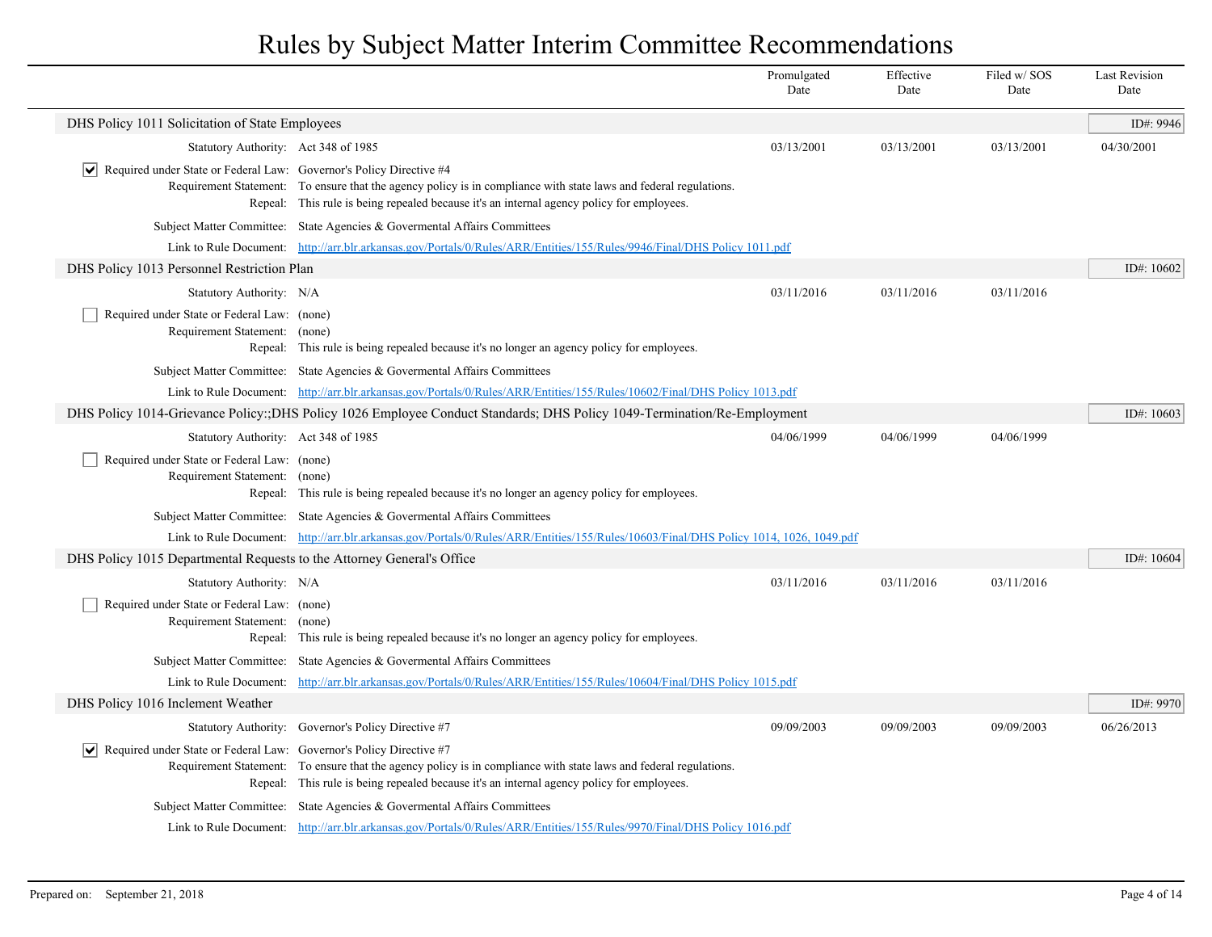# Rules by Subject Matter Interim Committee Recommendations

| | Promulgated Date | Effective Date | Filed w/ SOS Date | Last Revision Date |
|---|---|---|---|---|

## DHS Policy 1011 Solicitation of State Employees

ID#: 9946

| | | Promulgated Date | Effective Date | Filed w/ SOS Date | Last Revision Date |
|---|---|---|---|---|---|
| Statutory Authority: | Act 348 of 1985 | 03/13/2001 | 03/13/2001 | 03/13/2001 | 04/30/2001 |

- [x] Required under State or Federal Law: Governor's Policy Directive #4

Requirement Statement: To ensure that the agency policy is in compliance with state laws and federal regulations.

Repeal: This rule is being repealed because it's an internal agency policy for employees.

Subject Matter Committee: State Agencies & Governental Affairs Committees

Link to Rule Document: http://arr.blr.arkansas.gov/Portals/0/Rules/ARR/Entities/155/Rules/9946/Final/DHS Policy 1011.pdf

## DHS Policy 1013 Personnel Restriction Plan

ID#: 10602

| | | Promulgated Date | Effective Date | Filed w/ SOS Date | Last Revision Date |
|---|---|---|---|---|---|
| Statutory Authority: | N/A | 03/11/2016 | 03/11/2016 | 03/11/2016 | |

- [ ] Required under State or Federal Law: (none)

Requirement Statement: (none)

Repeal: This rule is being repealed because it's no longer an agency policy for employees.

Subject Matter Committee: State Agencies & Governental Affairs Committees

Link to Rule Document: http://arr.blr.arkansas.gov/Portals/0/Rules/ARR/Entities/155/Rules/10602/Final/DHS Policy 1013.pdf

## DHS Policy 1014-Grievance Policy:;DHS Policy 1026 Employee Conduct Standards; DHS Policy 1049-Termination/Re-Employment

ID#: 10603

| | | Promulgated Date | Effective Date | Filed w/ SOS Date | Last Revision Date |
|---|---|---|---|---|---|
| Statutory Authority: | Act 348 of 1985 | 04/06/1999 | 04/06/1999 | 04/06/1999 | |

- [ ] Required under State or Federal Law: (none)

Requirement Statement: (none)

Repeal: This rule is being repealed because it's no longer an agency policy for employees.

Subject Matter Committee: State Agencies & Governental Affairs Committees

Link to Rule Document: http://arr.blr.arkansas.gov/Portals/0/Rules/ARR/Entities/155/Rules/10603/Final/DHS Policy 1014, 1026, 1049.pdf

## DHS Policy 1015 Departmental Requests to the Attorney General's Office

ID#: 10604

| | | Promulgated Date | Effective Date | Filed w/ SOS Date | Last Revision Date |
|---|---|---|---|---|---|
| Statutory Authority: | N/A | 03/11/2016 | 03/11/2016 | 03/11/2016 | |

- [ ] Required under State or Federal Law: (none)

Requirement Statement: (none)

Repeal: This rule is being repealed because it's no longer an agency policy for employees.

Subject Matter Committee: State Agencies & Governental Affairs Committees

Link to Rule Document: http://arr.blr.arkansas.gov/Portals/0/Rules/ARR/Entities/155/Rules/10604/Final/DHS Policy 1015.pdf

## DHS Policy 1016 Inclement Weather

ID#: 9970

| | | Promulgated Date | Effective Date | Filed w/ SOS Date | Last Revision Date |
|---|---|---|---|---|---|
| Statutory Authority: | Governor's Policy Directive #7 | 09/09/2003 | 09/09/2003 | 09/09/2003 | 06/26/2013 |

- [x] Required under State or Federal Law: Governor's Policy Directive #7

Requirement Statement: To ensure that the agency policy is in compliance with state laws and federal regulations.

Repeal: This rule is being repealed because it's an internal agency policy for employees.

Subject Matter Committee: State Agencies & Governental Affairs Committees

Link to Rule Document: http://arr.blr.arkansas.gov/Portals/0/Rules/ARR/Entities/155/Rules/9970/Final/DHS Policy 1016.pdf

Prepared on: September 21, 2018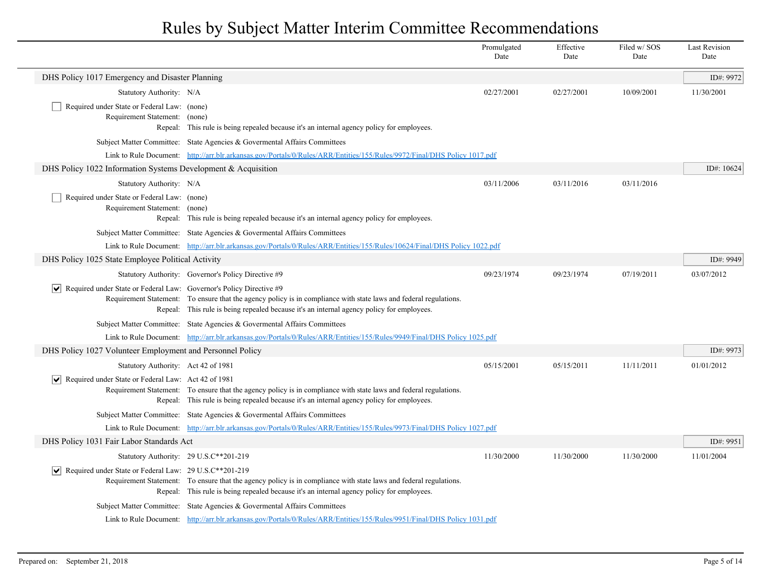# Rules by Subject Matter Interim Committee Recommendations

| | Promulgated Date | Effective Date | Filed w/ SOS Date | Last Revision Date |
|---|---|---|---|---|

## DHS Policy 1017 Emergency and Disaster Planning

ID#: 9972

| | Promulgated Date | Effective Date | Filed w/ SOS Date | Last Revision Date |
|---|---|---|---|---|
| Statutory Authority: N/A | 02/27/2001 | 02/27/2001 | 10/09/2001 | 11/30/2001 |

- [ ] Required under State or Federal Law: (none)

Requirement Statement: (none)

Repeal: This rule is being repealed because it's an internal agency policy for employees.

Subject Matter Committee: State Agencies & Govermental Affairs Committees

Link to Rule Document: http://arr.blr.arkansas.gov/Portals/0/Rules/ARR/Entities/155/Rules/9972/Final/DHS Policy 1017.pdf

## DHS Policy 1022 Information Systems Development & Acquisition

ID#: 10624

| | Promulgated Date | Effective Date | Filed w/ SOS Date | Last Revision Date |
|---|---|---|---|---|
| Statutory Authority: N/A | 03/11/2006 | 03/11/2016 | 03/11/2016 | |

- [ ] Required under State or Federal Law: (none)

Requirement Statement: (none)

Repeal: This rule is being repealed because it's an internal agency policy for employees.

Subject Matter Committee: State Agencies & Govermental Affairs Committees

Link to Rule Document: http://arr.blr.arkansas.gov/Portals/0/Rules/ARR/Entities/155/Rules/10624/Final/DHS Policy 1022.pdf

## DHS Policy 1025 State Employee Political Activity

ID#: 9949

| | Promulgated Date | Effective Date | Filed w/ SOS Date | Last Revision Date |
|---|---|---|---|---|
| Statutory Authority: Governor's Policy Directive #9 | 09/23/1974 | 09/23/1974 | 07/19/2011 | 03/07/2012 |

- [x] Required under State or Federal Law: Governor's Policy Directive #9

Requirement Statement: To ensure that the agency policy is in compliance with state laws and federal regulations.

Repeal: This rule is being repealed because it's an internal agency policy for employees.

Subject Matter Committee: State Agencies & Govermental Affairs Committees

Link to Rule Document: http://arr.blr.arkansas.gov/Portals/0/Rules/ARR/Entities/155/Rules/9949/Final/DHS Policy 1025.pdf

## DHS Policy 1027 Volunteer Employment and Personnel Policy

ID#: 9973

| | Promulgated Date | Effective Date | Filed w/ SOS Date | Last Revision Date |
|---|---|---|---|---|
| Statutory Authority: Act 42 of 1981 | 05/15/2001 | 05/15/2011 | 11/11/2011 | 01/01/2012 |

- [x] Required under State or Federal Law: Act 42 of 1981

Requirement Statement: To ensure that the agency policy is in compliance with state laws and federal regulations.

Repeal: This rule is being repealed because it's an internal agency policy for employees.

Subject Matter Committee: State Agencies & Govermental Affairs Committees

Link to Rule Document: http://arr.blr.arkansas.gov/Portals/0/Rules/ARR/Entities/155/Rules/9973/Final/DHS Policy 1027.pdf

## DHS Policy 1031 Fair Labor Standards Act

ID#: 9951

| | Promulgated Date | Effective Date | Filed w/ SOS Date | Last Revision Date |
|---|---|---|---|---|
| Statutory Authority: 29 U.S.C**201-219 | 11/30/2000 | 11/30/2000 | 11/30/2000 | 11/01/2004 |

- [x] Required under State or Federal Law: 29 U.S.C**201-219

Requirement Statement: To ensure that the agency policy is in compliance with state laws and federal regulations.

Repeal: This rule is being repealed because it's an internal agency policy for employees.

Subject Matter Committee: State Agencies & Govermental Affairs Committees

Link to Rule Document: http://arr.blr.arkansas.gov/Portals/0/Rules/ARR/Entities/155/Rules/9951/Final/DHS Policy 1031.pdf

Prepared on: September 21, 2018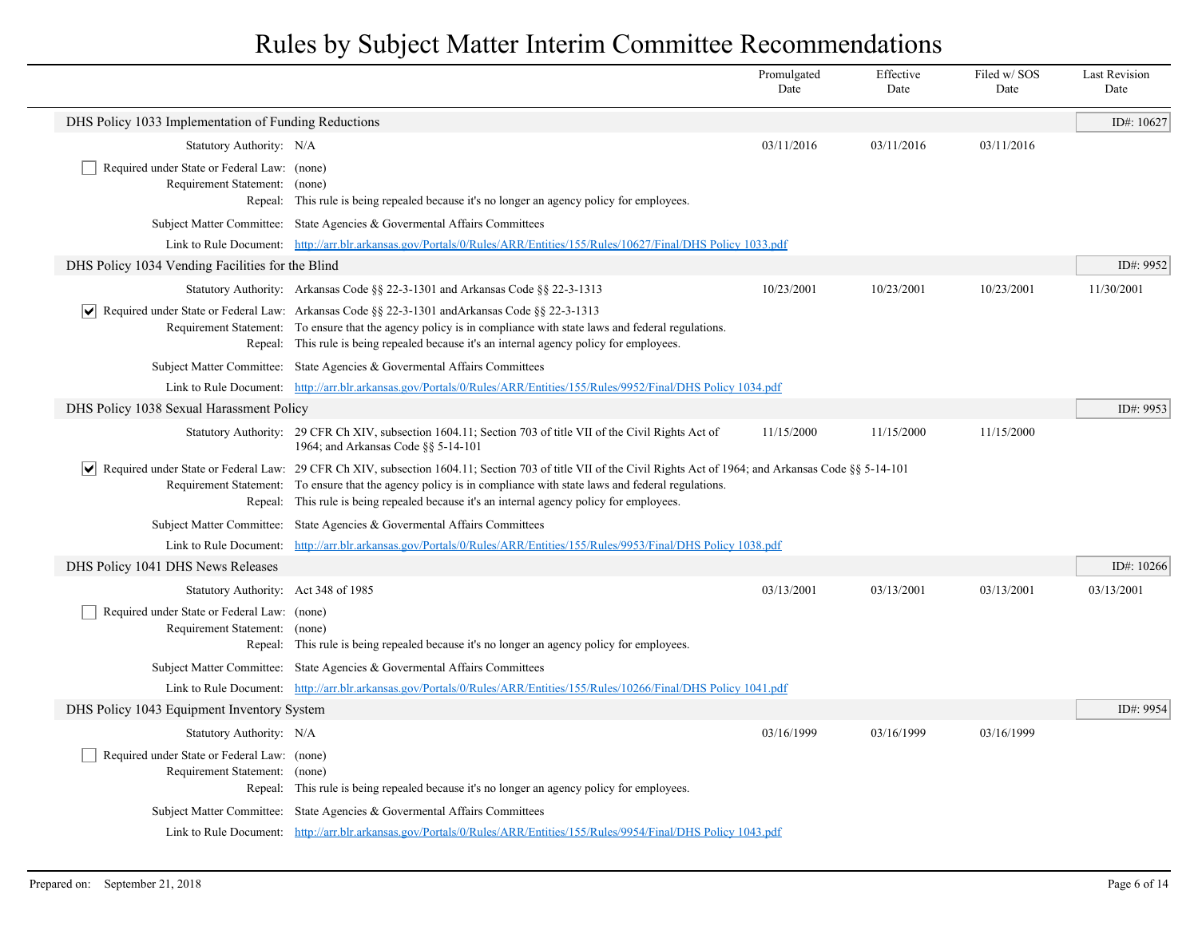# Rules by Subject Matter Interim Committee Recommendations

| | Promulgated Date | Effective Date | Filed w/ SOS Date | Last Revision Date |
|---|---|---|---|---|

## DHS Policy 1033 Implementation of Funding Reductions

ID#: 10627

| | | Promulgated Date | Effective Date | Filed w/ SOS Date | Last Revision Date |
|---|---|---|---|---|---|
| Statutory Authority: | N/A | 03/11/2016 | 03/11/2016 | 03/11/2016 | |

- [ ] Required under State or Federal Law: (none)

Requirement Statement: (none)

Repeal: This rule is being repealed because it's no longer an agency policy for employees.

Subject Matter Committee: State Agencies & Govermental Affairs Committees

Link to Rule Document: http://arr.blr.arkansas.gov/Portals/0/Rules/ARR/Entities/155/Rules/10627/Final/DHS Policy 1033.pdf

## DHS Policy 1034 Vending Facilities for the Blind

ID#: 9952

| | | Promulgated Date | Effective Date | Filed w/ SOS Date | Last Revision Date |
|---|---|---|---|---|---|
| Statutory Authority: | Arkansas Code §§ 22-3-1301 and Arkansas Code §§ 22-3-1313 | 10/23/2001 | 10/23/2001 | 10/23/2001 | 11/30/2001 |

- [x] Required under State or Federal Law: Arkansas Code §§ 22-3-1301 andArkansas Code §§ 22-3-1313

Requirement Statement: To ensure that the agency policy is in compliance with state laws and federal regulations.

Repeal: This rule is being repealed because it's an internal agency policy for employees.

Subject Matter Committee: State Agencies & Govermental Affairs Committees

Link to Rule Document: http://arr.blr.arkansas.gov/Portals/0/Rules/ARR/Entities/155/Rules/9952/Final/DHS Policy 1034.pdf

## DHS Policy 1038 Sexual Harassment Policy

ID#: 9953

| | | Promulgated Date | Effective Date | Filed w/ SOS Date | Last Revision Date |
|---|---|---|---|---|---|
| Statutory Authority: | 29 CFR Ch XIV, subsection 1604.11; Section 703 of title VII of the Civil Rights Act of 1964; and Arkansas Code §§ 5-14-101 | 11/15/2000 | 11/15/2000 | 11/15/2000 | |

- [x] Required under State or Federal Law: 29 CFR Ch XIV, subsection 1604.11; Section 703 of title VII of the Civil Rights Act of 1964; and Arkansas Code §§ 5-14-101

Requirement Statement: To ensure that the agency policy is in compliance with state laws and federal regulations.

Repeal: This rule is being repealed because it's an internal agency policy for employees.

Subject Matter Committee: State Agencies & Govermental Affairs Committees

Link to Rule Document: http://arr.blr.arkansas.gov/Portals/0/Rules/ARR/Entities/155/Rules/9953/Final/DHS Policy 1038.pdf

## DHS Policy 1041 DHS News Releases

ID#: 10266

| | | Promulgated Date | Effective Date | Filed w/ SOS Date | Last Revision Date |
|---|---|---|---|---|---|
| Statutory Authority: | Act 348 of 1985 | 03/13/2001 | 03/13/2001 | 03/13/2001 | 03/13/2001 |

- [ ] Required under State or Federal Law: (none)

Requirement Statement: (none)

Repeal: This rule is being repealed because it's no longer an agency policy for employees.

Subject Matter Committee: State Agencies & Govermental Affairs Committees

Link to Rule Document: http://arr.blr.arkansas.gov/Portals/0/Rules/ARR/Entities/155/Rules/10266/Final/DHS Policy 1041.pdf

## DHS Policy 1043 Equipment Inventory System

ID#: 9954

| | | Promulgated Date | Effective Date | Filed w/ SOS Date | Last Revision Date |
|---|---|---|---|---|---|
| Statutory Authority: | N/A | 03/16/1999 | 03/16/1999 | 03/16/1999 | |

- [ ] Required under State or Federal Law: (none)

Requirement Statement: (none)

Repeal: This rule is being repealed because it's no longer an agency policy for employees.

Subject Matter Committee: State Agencies & Govermental Affairs Committees

Link to Rule Document: http://arr.blr.arkansas.gov/Portals/0/Rules/ARR/Entities/155/Rules/9954/Final/DHS Policy 1043.pdf

Prepared on: September 21, 2018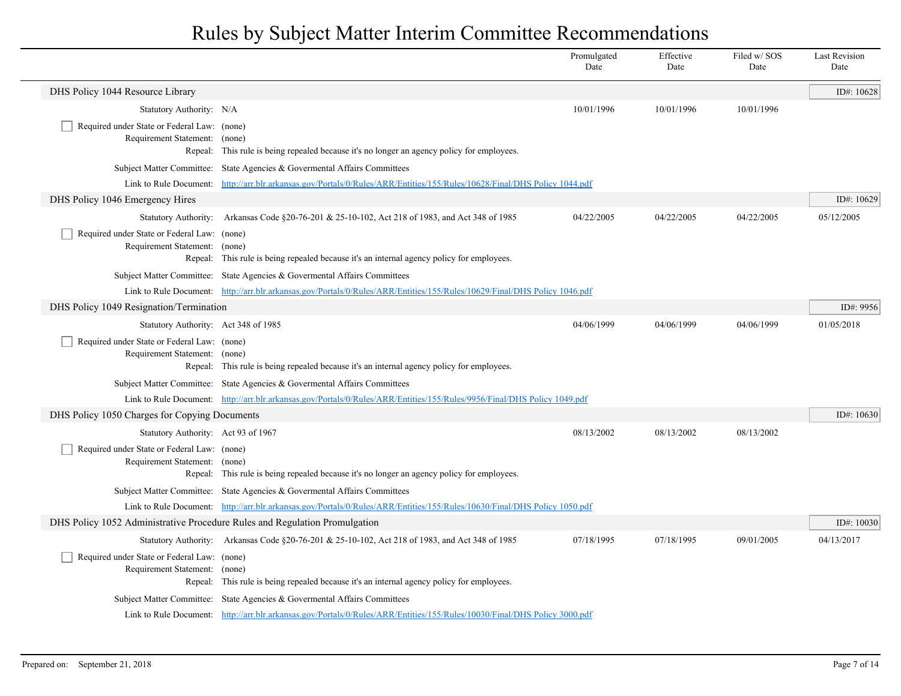# Rules by Subject Matter Interim Committee Recommendations

| | Promulgated Date | Effective Date | Filed w/ SOS Date | Last Revision Date |
|---|---|---|---|---|

## DHS Policy 1044 Resource Library

ID#: 10628

| | | Promulgated Date | Effective Date | Filed w/ SOS Date | Last Revision Date |
|---|---|---|---|---|---|
| Statutory Authority: | N/A | 10/01/1996 | 10/01/1996 | 10/01/1996 | |

- [ ] Required under State or Federal Law: (none)

Requirement Statement: (none)

Repeal: This rule is being repealed because it's no longer an agency policy for employees.

Subject Matter Committee: State Agencies & Govermental Affairs Committees

Link to Rule Document: http://arr.blr.arkansas.gov/Portals/0/Rules/ARR/Entities/155/Rules/10628/Final/DHS Policy 1044.pdf

## DHS Policy 1046 Emergency Hires

ID#: 10629

| | | Promulgated Date | Effective Date | Filed w/ SOS Date | Last Revision Date |
|---|---|---|---|---|---|
| Statutory Authority: | Arkansas Code §20-76-201 & 25-10-102, Act 218 of 1983, and Act 348 of 1985 | 04/22/2005 | 04/22/2005 | 04/22/2005 | 05/12/2005 |

- [ ] Required under State or Federal Law: (none)

Requirement Statement: (none)

Repeal: This rule is being repealed because it's an internal agency policy for employees.

Subject Matter Committee: State Agencies & Govermental Affairs Committees

Link to Rule Document: http://arr.blr.arkansas.gov/Portals/0/Rules/ARR/Entities/155/Rules/10629/Final/DHS Policy 1046.pdf

## DHS Policy 1049 Resignation/Termination

ID#: 9956

| | | Promulgated Date | Effective Date | Filed w/ SOS Date | Last Revision Date |
|---|---|---|---|---|---|
| Statutory Authority: | Act 348 of 1985 | 04/06/1999 | 04/06/1999 | 04/06/1999 | 01/05/2018 |

- [ ] Required under State or Federal Law: (none)

Requirement Statement: (none)

Repeal: This rule is being repealed because it's an internal agency policy for employees.

Subject Matter Committee: State Agencies & Govermental Affairs Committees

Link to Rule Document: http://arr.blr.arkansas.gov/Portals/0/Rules/ARR/Entities/155/Rules/9956/Final/DHS Policy 1049.pdf

## DHS Policy 1050 Charges for Copying Documents

ID#: 10630

| | | Promulgated Date | Effective Date | Filed w/ SOS Date | Last Revision Date |
|---|---|---|---|---|---|
| Statutory Authority: | Act 93 of 1967 | 08/13/2002 | 08/13/2002 | 08/13/2002 | |

- [ ] Required under State or Federal Law: (none)

Requirement Statement: (none)

Repeal: This rule is being repealed because it's no longer an agency policy for employees.

Subject Matter Committee: State Agencies & Govermental Affairs Committees

Link to Rule Document: http://arr.blr.arkansas.gov/Portals/0/Rules/ARR/Entities/155/Rules/10630/Final/DHS Policy 1050.pdf

## DHS Policy 1052 Administrative Procedure Rules and Regulation Promulgation

ID#: 10030

| | | Promulgated Date | Effective Date | Filed w/ SOS Date | Last Revision Date |
|---|---|---|---|---|---|
| Statutory Authority: | Arkansas Code §20-76-201 & 25-10-102, Act 218 of 1983, and Act 348 of 1985 | 07/18/1995 | 07/18/1995 | 09/01/2005 | 04/13/2017 |

- [ ] Required under State or Federal Law: (none)

Requirement Statement: (none)

Repeal: This rule is being repealed because it's an internal agency policy for employees.

Subject Matter Committee: State Agencies & Govermental Affairs Committees

Link to Rule Document: http://arr.blr.arkansas.gov/Portals/0/Rules/ARR/Entities/155/Rules/10030/Final/DHS Policy 3000.pdf

Prepared on: September 21, 2018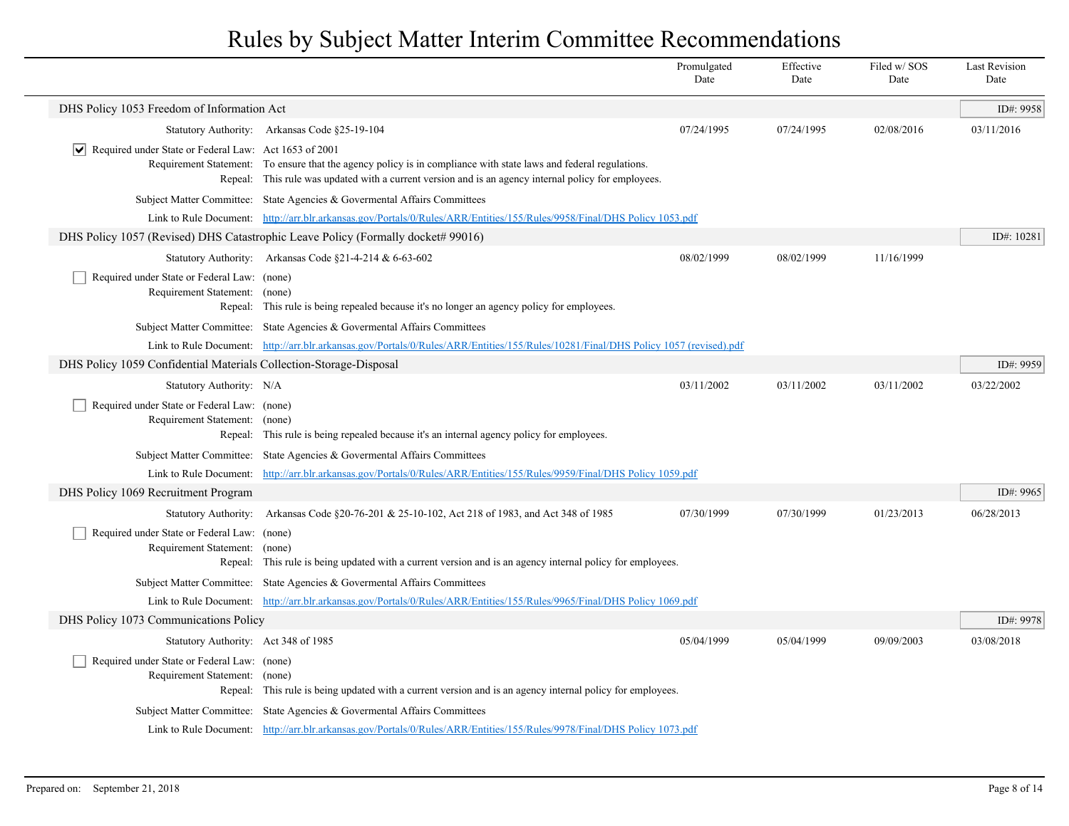# Rules by Subject Matter Interim Committee Recommendations

| | Promulgated Date | Effective Date | Filed w/ SOS Date | Last Revision Date |
|---|---|---|---|---|

## DHS Policy 1053 Freedom of Information Act

ID#: 9958

| | Promulgated Date | Effective Date | Filed w/ SOS Date | Last Revision Date |
|---|---|---|---|---|
| Statutory Authority: Arkansas Code §25-19-104 | 07/24/1995 | 07/24/1995 | 02/08/2016 | 03/11/2016 |

- [x] Required under State or Federal Law: Act 1653 of 2001

Requirement Statement: To ensure that the agency policy is in compliance with state laws and federal regulations.

Repeal: This rule was updated with a current version and is an agency internal policy for employees.

Subject Matter Committee: State Agencies & Govermental Affairs Committees

Link to Rule Document: [http://arr.blr.arkansas.gov/Portals/0/Rules/ARR/Entities/155/Rules/9958/Final/DHS Policy 1053.pdf](http://arr.blr.arkansas.gov/Portals/0/Rules/ARR/Entities/155/Rules/9958/Final/DHS Policy 1053.pdf)

## DHS Policy 1057 (Revised) DHS Catastrophic Leave Policy (Formally docket# 99016)

ID#: 10281

| | Promulgated Date | Effective Date | Filed w/ SOS Date | Last Revision Date |
|---|---|---|---|---|
| Statutory Authority: Arkansas Code §21-4-214 & 6-63-602 | 08/02/1999 | 08/02/1999 | 11/16/1999 | |

- [ ] Required under State or Federal Law: (none)

Requirement Statement: (none)

Repeal: This rule is being repealed because it's no longer an agency policy for employees.

Subject Matter Committee: State Agencies & Govermental Affairs Committees

Link to Rule Document: [http://arr.blr.arkansas.gov/Portals/0/Rules/ARR/Entities/155/Rules/10281/Final/DHS Policy 1057 (revised).pdf](http://arr.blr.arkansas.gov/Portals/0/Rules/ARR/Entities/155/Rules/10281/Final/DHS Policy 1057 (revised).pdf)

## DHS Policy 1059 Confidential Materials Collection-Storage-Disposal

ID#: 9959

| | Promulgated Date | Effective Date | Filed w/ SOS Date | Last Revision Date |
|---|---|---|---|---|
| Statutory Authority: N/A | 03/11/2002 | 03/11/2002 | 03/11/2002 | 03/22/2002 |

- [ ] Required under State or Federal Law: (none)

Requirement Statement: (none)

Repeal: This rule is being repealed because it's an internal agency policy for employees.

Subject Matter Committee: State Agencies & Govermental Affairs Committees

Link to Rule Document: [http://arr.blr.arkansas.gov/Portals/0/Rules/ARR/Entities/155/Rules/9959/Final/DHS Policy 1059.pdf](http://arr.blr.arkansas.gov/Portals/0/Rules/ARR/Entities/155/Rules/9959/Final/DHS Policy 1059.pdf)

## DHS Policy 1069 Recruitment Program

ID#: 9965

| | Promulgated Date | Effective Date | Filed w/ SOS Date | Last Revision Date |
|---|---|---|---|---|
| Statutory Authority: Arkansas Code §20-76-201 & 25-10-102, Act 218 of 1983, and Act 348 of 1985 | 07/30/1999 | 07/30/1999 | 01/23/2013 | 06/28/2013 |

- [ ] Required under State or Federal Law: (none)

Requirement Statement: (none)

Repeal: This rule is being updated with a current version and is an agency internal policy for employees.

Subject Matter Committee: State Agencies & Govermental Affairs Committees

Link to Rule Document: [http://arr.blr.arkansas.gov/Portals/0/Rules/ARR/Entities/155/Rules/9965/Final/DHS Policy 1069.pdf](http://arr.blr.arkansas.gov/Portals/0/Rules/ARR/Entities/155/Rules/9965/Final/DHS Policy 1069.pdf)

## DHS Policy 1073 Communications Policy

ID#: 9978

| | Promulgated Date | Effective Date | Filed w/ SOS Date | Last Revision Date |
|---|---|---|---|---|
| Statutory Authority: Act 348 of 1985 | 05/04/1999 | 05/04/1999 | 09/09/2003 | 03/08/2018 |

- [ ] Required under State or Federal Law: (none)

Requirement Statement: (none)

Repeal: This rule is being updated with a current version and is an agency internal policy for employees.

Subject Matter Committee: State Agencies & Govermental Affairs Committees

Link to Rule Document: [http://arr.blr.arkansas.gov/Portals/0/Rules/ARR/Entities/155/Rules/9978/Final/DHS Policy 1073.pdf](http://arr.blr.arkansas.gov/Portals/0/Rules/ARR/Entities/155/Rules/9978/Final/DHS Policy 1073.pdf)

Prepared on: September 21, 2018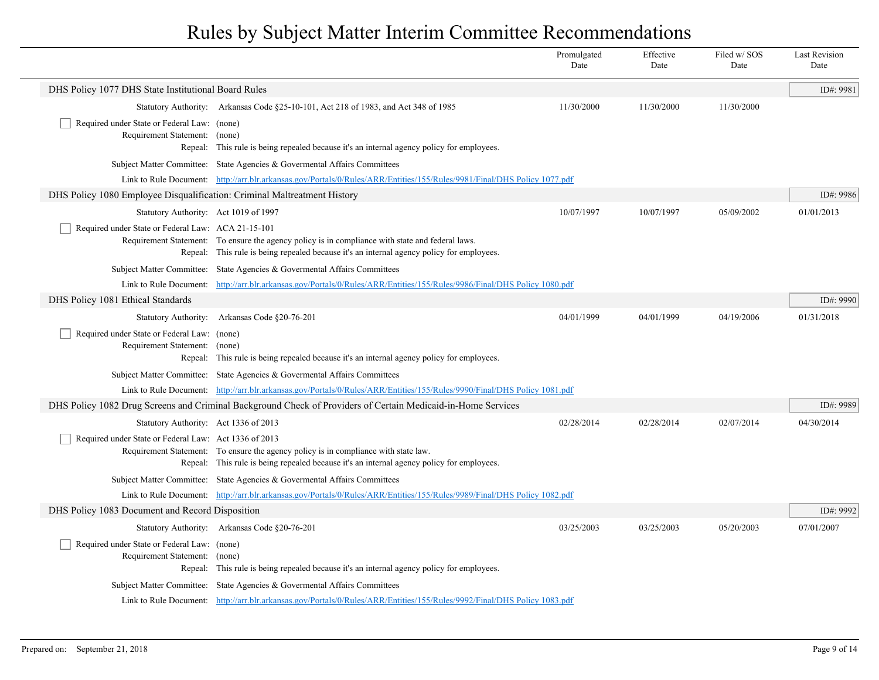# Rules by Subject Matter Interim Committee Recommendations

| | Promulgated Date | Effective Date | Filed w/ SOS Date | Last Revision Date |
|---|---|---|---|---|

## DHS Policy 1077 DHS State Institutional Board Rules

ID#: 9981

| | | Promulgated Date | Effective Date | Filed w/ SOS Date | Last Revision Date |
|---|---|---|---|---|---|
| Statutory Authority: | Arkansas Code §25-10-101, Act 218 of 1983, and Act 348 of 1985 | 11/30/2000 | 11/30/2000 | 11/30/2000 | |

- [ ] Required under State or Federal Law: (none)

Requirement Statement: (none)

Repeal: This rule is being repealed because it's an internal agency policy for employees.

Subject Matter Committee: State Agencies & Govermental Affairs Committees

Link to Rule Document: http://arr.blr.arkansas.gov/Portals/0/Rules/ARR/Entities/155/Rules/9981/Final/DHS Policy 1077.pdf

## DHS Policy 1080 Employee Disqualification: Criminal Maltreatment History

ID#: 9986

| | | Promulgated Date | Effective Date | Filed w/ SOS Date | Last Revision Date |
|---|---|---|---|---|---|
| Statutory Authority: | Act 1019 of 1997 | 10/07/1997 | 10/07/1997 | 05/09/2002 | 01/01/2013 |

- [ ] Required under State or Federal Law: ACA 21-15-101

Requirement Statement: To ensure the agency policy is in compliance with state and federal laws.

Repeal: This rule is being repealed because it's an internal agency policy for employees.

Subject Matter Committee: State Agencies & Govermental Affairs Committees

Link to Rule Document: http://arr.blr.arkansas.gov/Portals/0/Rules/ARR/Entities/155/Rules/9986/Final/DHS Policy 1080.pdf

## DHS Policy 1081 Ethical Standards

ID#: 9990

| | | Promulgated Date | Effective Date | Filed w/ SOS Date | Last Revision Date |
|---|---|---|---|---|---|
| Statutory Authority: | Arkansas Code §20-76-201 | 04/01/1999 | 04/01/1999 | 04/19/2006 | 01/31/2018 |

- [ ] Required under State or Federal Law: (none)

Requirement Statement: (none)

Repeal: This rule is being repealed because it's an internal agency policy for employees.

Subject Matter Committee: State Agencies & Govermental Affairs Committees

Link to Rule Document: http://arr.blr.arkansas.gov/Portals/0/Rules/ARR/Entities/155/Rules/9990/Final/DHS Policy 1081.pdf

## DHS Policy 1082 Drug Screens and Criminal Background Check of Providers of Certain Medicaid-in-Home Services

ID#: 9989

| | | Promulgated Date | Effective Date | Filed w/ SOS Date | Last Revision Date |
|---|---|---|---|---|---|
| Statutory Authority: | Act 1336 of 2013 | 02/28/2014 | 02/28/2014 | 02/07/2014 | 04/30/2014 |

- [ ] Required under State or Federal Law: Act 1336 of 2013

Requirement Statement: To ensure the agency policy is in compliance with state law.

Repeal: This rule is being repealed because it's an internal agency policy for employees.

Subject Matter Committee: State Agencies & Govermental Affairs Committees

Link to Rule Document: http://arr.blr.arkansas.gov/Portals/0/Rules/ARR/Entities/155/Rules/9989/Final/DHS Policy 1082.pdf

## DHS Policy 1083 Document and Record Disposition

ID#: 9992

| | | Promulgated Date | Effective Date | Filed w/ SOS Date | Last Revision Date |
|---|---|---|---|---|---|
| Statutory Authority: | Arkansas Code §20-76-201 | 03/25/2003 | 03/25/2003 | 05/20/2003 | 07/01/2007 |

- [ ] Required under State or Federal Law: (none)

Requirement Statement: (none)

Repeal: This rule is being repealed because it's an internal agency policy for employees.

Subject Matter Committee: State Agencies & Govermental Affairs Committees

Link to Rule Document: http://arr.blr.arkansas.gov/Portals/0/Rules/ARR/Entities/155/Rules/9992/Final/DHS Policy 1083.pdf

Prepared on: September 21, 2018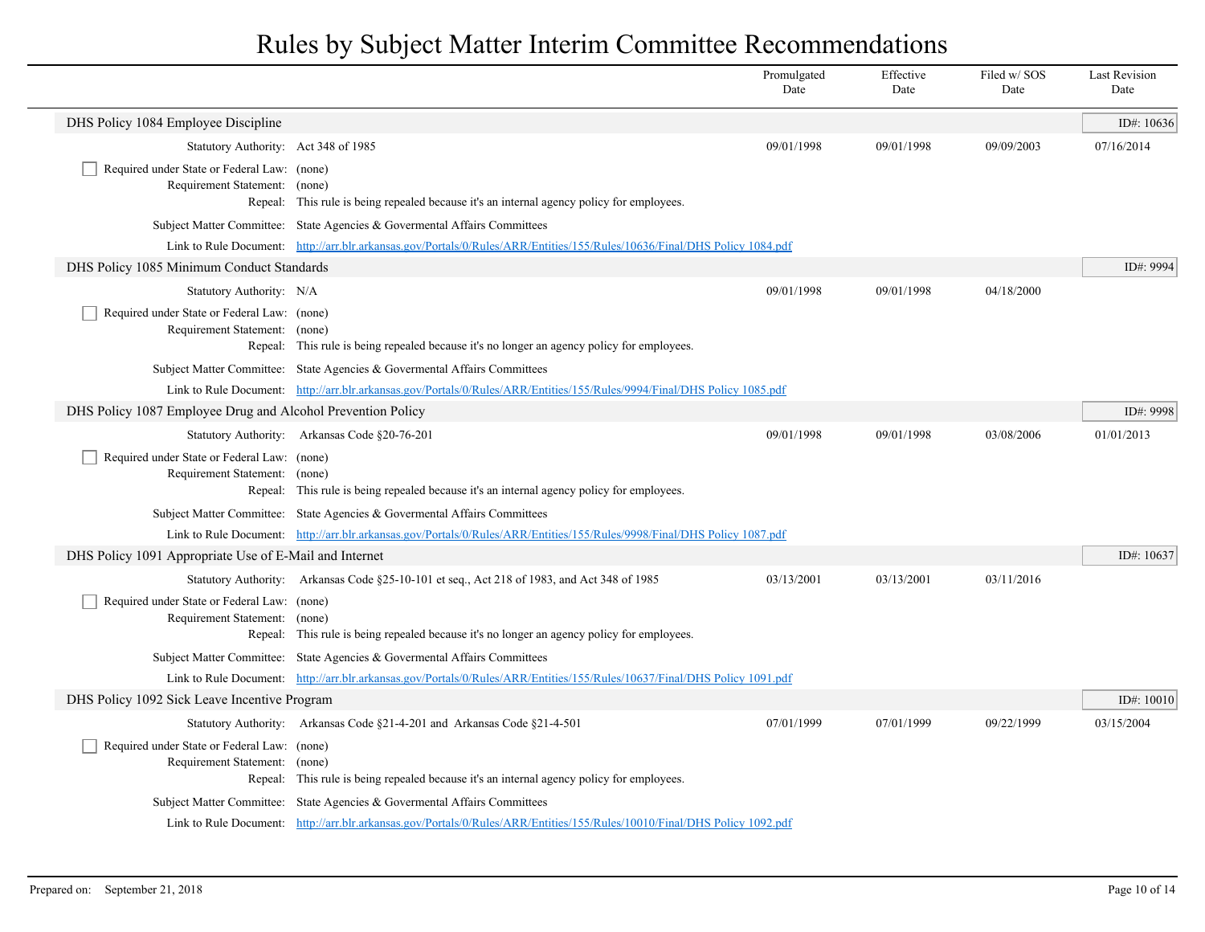# Rules by Subject Matter Interim Committee Recommendations

| | Promulgated Date | Effective Date | Filed w/ SOS Date | Last Revision Date |
|---|---|---|---|---|

## DHS Policy 1084 Employee Discipline

ID#: 10636

| | | Promulgated Date | Effective Date | Filed w/ SOS Date | Last Revision Date |
|---|---|---|---|---|---|
| Statutory Authority: | Act 348 of 1985 | 09/01/1998 | 09/01/1998 | 09/09/2003 | 07/16/2014 |

☐ Required under State or Federal Law: (none)

Requirement Statement: (none)

Repeal: This rule is being repealed because it's an internal agency policy for employees.

Subject Matter Committee: State Agencies & Govermental Affairs Committees

Link to Rule Document: http://arr.blr.arkansas.gov/Portals/0/Rules/ARR/Entities/155/Rules/10636/Final/DHS Policy 1084.pdf

## DHS Policy 1085 Minimum Conduct Standards

ID#: 9994

| | | Promulgated Date | Effective Date | Filed w/ SOS Date | Last Revision Date |
|---|---|---|---|---|---|
| Statutory Authority: | N/A | 09/01/1998 | 09/01/1998 | 04/18/2000 | |

☐ Required under State or Federal Law: (none)

Requirement Statement: (none)

Repeal: This rule is being repealed because it's no longer an agency policy for employees.

Subject Matter Committee: State Agencies & Govermental Affairs Committees

Link to Rule Document: http://arr.blr.arkansas.gov/Portals/0/Rules/ARR/Entities/155/Rules/9994/Final/DHS Policy 1085.pdf

## DHS Policy 1087 Employee Drug and Alcohol Prevention Policy

ID#: 9998

| | | Promulgated Date | Effective Date | Filed w/ SOS Date | Last Revision Date |
|---|---|---|---|---|---|
| Statutory Authority: | Arkansas Code §20-76-201 | 09/01/1998 | 09/01/1998 | 03/08/2006 | 01/01/2013 |

☐ Required under State or Federal Law: (none)

Requirement Statement: (none)

Repeal: This rule is being repealed because it's an internal agency policy for employees.

Subject Matter Committee: State Agencies & Govermental Affairs Committees

Link to Rule Document: http://arr.blr.arkansas.gov/Portals/0/Rules/ARR/Entities/155/Rules/9998/Final/DHS Policy 1087.pdf

## DHS Policy 1091 Appropriate Use of E-Mail and Internet

ID#: 10637

| | | Promulgated Date | Effective Date | Filed w/ SOS Date | Last Revision Date |
|---|---|---|---|---|---|
| Statutory Authority: | Arkansas Code §25-10-101 et seq., Act 218 of 1983, and Act 348 of 1985 | 03/13/2001 | 03/13/2001 | 03/11/2016 | |

☐ Required under State or Federal Law: (none)

Requirement Statement: (none)

Repeal: This rule is being repealed because it's no longer an agency policy for employees.

Subject Matter Committee: State Agencies & Govermental Affairs Committees

Link to Rule Document: http://arr.blr.arkansas.gov/Portals/0/Rules/ARR/Entities/155/Rules/10637/Final/DHS Policy 1091.pdf

## DHS Policy 1092 Sick Leave Incentive Program

ID#: 10010

| | | Promulgated Date | Effective Date | Filed w/ SOS Date | Last Revision Date |
|---|---|---|---|---|---|
| Statutory Authority: | Arkansas Code §21-4-201 and Arkansas Code §21-4-501 | 07/01/1999 | 07/01/1999 | 09/22/1999 | 03/15/2004 |

☐ Required under State or Federal Law: (none)

Requirement Statement: (none)

Repeal: This rule is being repealed because it's an internal agency policy for employees.

Subject Matter Committee: State Agencies & Govermental Affairs Committees

Link to Rule Document: http://arr.blr.arkansas.gov/Portals/0/Rules/ARR/Entities/155/Rules/10010/Final/DHS Policy 1092.pdf

Prepared on: September 21, 2018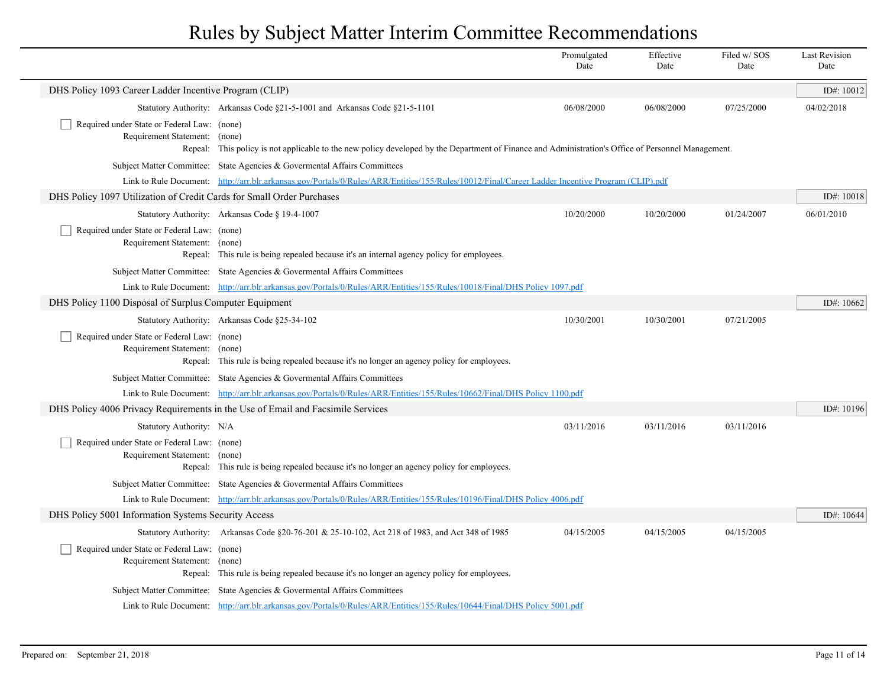# Rules by Subject Matter Interim Committee Recommendations

| | Promulgated Date | Effective Date | Filed w/ SOS Date | Last Revision Date |
|---|---|---|---|---|

## DHS Policy 1093 Career Ladder Incentive Program (CLIP)

ID#: 10012

| | | Promulgated Date | Effective Date | Filed w/ SOS Date | Last Revision Date |
|---|---|---|---|---|---|
| Statutory Authority: | Arkansas Code §21-5-1001 and Arkansas Code §21-5-1101 | 06/08/2000 | 06/08/2000 | 07/25/2000 | 04/02/2018 |

- [ ] Required under State or Federal Law: (none)

Requirement Statement: (none)

Repeal: This policy is not applicable to the new policy developed by the Department of Finance and Administration's Office of Personnel Management.

Subject Matter Committee: State Agencies & Govermental Affairs Committees

Link to Rule Document: http://arr.blr.arkansas.gov/Portals/0/Rules/ARR/Entities/155/Rules/10012/Final/Career Ladder Incentive Program (CLIP).pdf

## DHS Policy 1097 Utilization of Credit Cards for Small Order Purchases

ID#: 10018

| | | Promulgated Date | Effective Date | Filed w/ SOS Date | Last Revision Date |
|---|---|---|---|---|---|
| Statutory Authority: | Arkansas Code § 19-4-1007 | 10/20/2000 | 10/20/2000 | 01/24/2007 | 06/01/2010 |

- [ ] Required under State or Federal Law: (none)

Requirement Statement: (none)

Repeal: This rule is being repealed because it's an internal agency policy for employees.

Subject Matter Committee: State Agencies & Govermental Affairs Committees

Link to Rule Document: http://arr.blr.arkansas.gov/Portals/0/Rules/ARR/Entities/155/Rules/10018/Final/DHS Policy 1097.pdf

## DHS Policy 1100 Disposal of Surplus Computer Equipment

ID#: 10662

| | | Promulgated Date | Effective Date | Filed w/ SOS Date | Last Revision Date |
|---|---|---|---|---|---|
| Statutory Authority: | Arkansas Code §25-34-102 | 10/30/2001 | 10/30/2001 | 07/21/2005 | |

- [ ] Required under State or Federal Law: (none)

Requirement Statement: (none)

Repeal: This rule is being repealed because it's no longer an agency policy for employees.

Subject Matter Committee: State Agencies & Govermental Affairs Committees

Link to Rule Document: http://arr.blr.arkansas.gov/Portals/0/Rules/ARR/Entities/155/Rules/10662/Final/DHS Policy 1100.pdf

## DHS Policy 4006 Privacy Requirements in the Use of Email and Facsimile Services

ID#: 10196

| | | Promulgated Date | Effective Date | Filed w/ SOS Date | Last Revision Date |
|---|---|---|---|---|---|
| Statutory Authority: | N/A | 03/11/2016 | 03/11/2016 | 03/11/2016 | |

- [ ] Required under State or Federal Law: (none)

Requirement Statement: (none)

Repeal: This rule is being repealed because it's no longer an agency policy for employees.

Subject Matter Committee: State Agencies & Govermental Affairs Committees

Link to Rule Document: http://arr.blr.arkansas.gov/Portals/0/Rules/ARR/Entities/155/Rules/10196/Final/DHS Policy 4006.pdf

## DHS Policy 5001 Information Systems Security Access

ID#: 10644

| | | Promulgated Date | Effective Date | Filed w/ SOS Date | Last Revision Date |
|---|---|---|---|---|---|
| Statutory Authority: | Arkansas Code §20-76-201 & 25-10-102, Act 218 of 1983, and Act 348 of 1985 | 04/15/2005 | 04/15/2005 | 04/15/2005 | |

- [ ] Required under State or Federal Law: (none)

Requirement Statement: (none)

Repeal: This rule is being repealed because it's no longer an agency policy for employees.

Subject Matter Committee: State Agencies & Govermental Affairs Committees

Link to Rule Document: http://arr.blr.arkansas.gov/Portals/0/Rules/ARR/Entities/155/Rules/10644/Final/DHS Policy 5001.pdf

Prepared on: September 21, 2018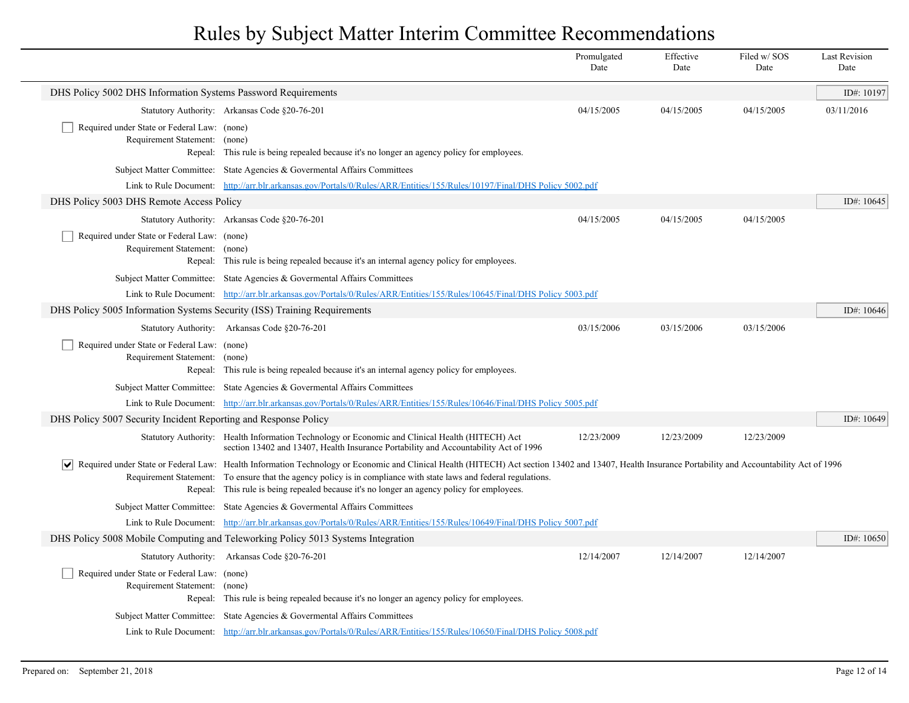# Rules by Subject Matter Interim Committee Recommendations

## DHS Policy 5002 DHS Information Systems Password Requirements

ID#: 10197

| | Promulgated Date | Effective Date | Filed w/ SOS Date | Last Revision Date |
|---|---|---|---|---|
| Statutory Authority: Arkansas Code §20-76-201 | 04/15/2005 | 04/15/2005 | 04/15/2005 | 03/11/2016 |

- [ ] Required under State or Federal Law: (none)

Requirement Statement: (none)

Repeal: This rule is being repealed because it's no longer an agency policy for employees.

Subject Matter Committee: State Agencies & Govermental Affairs Committees

Link to Rule Document: http://arr.blr.arkansas.gov/Portals/0/Rules/ARR/Entities/155/Rules/10197/Final/DHS Policy 5002.pdf

## DHS Policy 5003 DHS Remote Access Policy

ID#: 10645

| | Promulgated Date | Effective Date | Filed w/ SOS Date | Last Revision Date |
|---|---|---|---|---|
| Statutory Authority: Arkansas Code §20-76-201 | 04/15/2005 | 04/15/2005 | 04/15/2005 | |

- [ ] Required under State or Federal Law: (none)

Requirement Statement: (none)

Repeal: This rule is being repealed because it's an internal agency policy for employees.

Subject Matter Committee: State Agencies & Govermental Affairs Committees

Link to Rule Document: http://arr.blr.arkansas.gov/Portals/0/Rules/ARR/Entities/155/Rules/10645/Final/DHS Policy 5003.pdf

## DHS Policy 5005 Information Systems Security (ISS) Training Requirements

ID#: 10646

| | Promulgated Date | Effective Date | Filed w/ SOS Date | Last Revision Date |
|---|---|---|---|---|
| Statutory Authority: Arkansas Code §20-76-201 | 03/15/2006 | 03/15/2006 | 03/15/2006 | |

- [ ] Required under State or Federal Law: (none)

Requirement Statement: (none)

Repeal: This rule is being repealed because it's an internal agency policy for employees.

Subject Matter Committee: State Agencies & Govermental Affairs Committees

Link to Rule Document: http://arr.blr.arkansas.gov/Portals/0/Rules/ARR/Entities/155/Rules/10646/Final/DHS Policy 5005.pdf

## DHS Policy 5007 Security Incident Reporting and Response Policy

ID#: 10649

| | Promulgated Date | Effective Date | Filed w/ SOS Date | Last Revision Date |
|---|---|---|---|---|
| Statutory Authority: Health Information Technology or Economic and Clinical Health (HITECH) Act section 13402 and 13407, Health Insurance Portability and Accountability Act of 1996 | 12/23/2009 | 12/23/2009 | 12/23/2009 | |

- [x] Required under State or Federal Law: Health Information Technology or Economic and Clinical Health (HITECH) Act section 13402 and 13407, Health Insurance Portability and Accountability Act of 1996

Requirement Statement: To ensure that the agency policy is in compliance with state laws and federal regulations.

Repeal: This rule is being repealed because it's no longer an agency policy for employees.

Subject Matter Committee: State Agencies & Govermental Affairs Committees

Link to Rule Document: http://arr.blr.arkansas.gov/Portals/0/Rules/ARR/Entities/155/Rules/10649/Final/DHS Policy 5007.pdf

## DHS Policy 5008 Mobile Computing and Teleworking Policy 5013 Systems Integration

ID#: 10650

| | Promulgated Date | Effective Date | Filed w/ SOS Date | Last Revision Date |
|---|---|---|---|---|
| Statutory Authority: Arkansas Code §20-76-201 | 12/14/2007 | 12/14/2007 | 12/14/2007 | |

- [ ] Required under State or Federal Law: (none)

Requirement Statement: (none)

Repeal: This rule is being repealed because it's no longer an agency policy for employees.

Subject Matter Committee: State Agencies & Govermental Affairs Committees

Link to Rule Document: http://arr.blr.arkansas.gov/Portals/0/Rules/ARR/Entities/155/Rules/10650/Final/DHS Policy 5008.pdf

Prepared on: September 21, 2018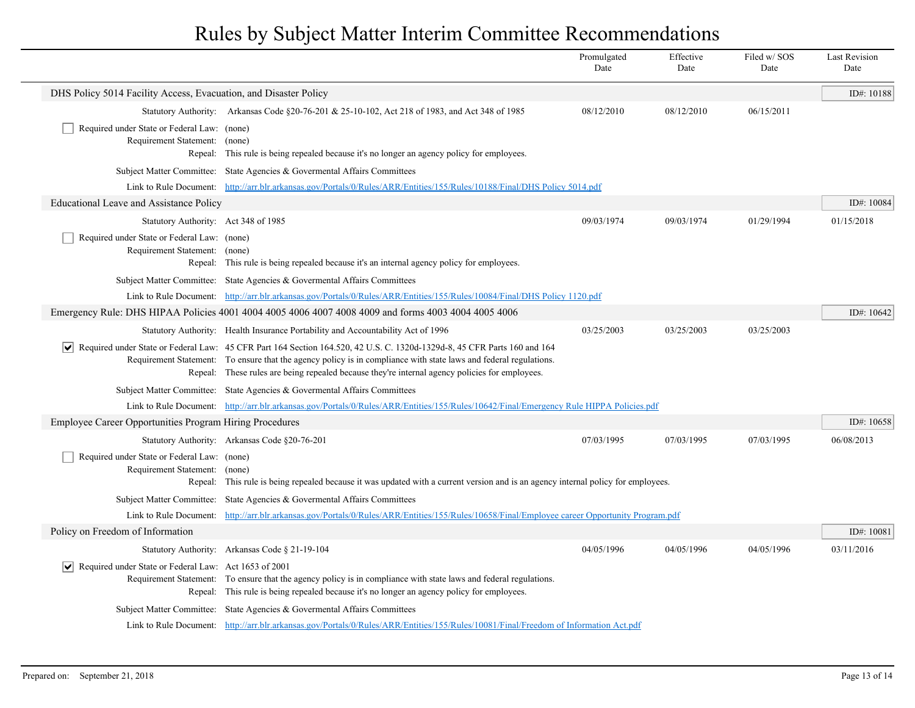# Rules by Subject Matter Interim Committee Recommendations

## DHS Policy 5014 Facility Access, Evacuation, and Disaster Policy

ID#: 10188

| | Promulgated Date | Effective Date | Filed w/ SOS Date | Last Revision Date |
|---|---|---|---|---|
| Statutory Authority: Arkansas Code §20-76-201 & 25-10-102, Act 218 of 1983, and Act 348 of 1985 | 08/12/2010 | 08/12/2010 | 06/15/2011 | |

- [ ] Required under State or Federal Law: (none)

Requirement Statement: (none)

Repeal: This rule is being repealed because it's no longer an agency policy for employees.

Subject Matter Committee: State Agencies & Govermental Affairs Committees

Link to Rule Document: [http://arr.blr.arkansas.gov/Portals/0/Rules/ARR/Entities/155/Rules/10188/Final/DHS Policy 5014.pdf](http://arr.blr.arkansas.gov/Portals/0/Rules/ARR/Entities/155/Rules/10188/Final/DHS Policy 5014.pdf)

## Educational Leave and Assistance Policy

ID#: 10084

| | Promulgated Date | Effective Date | Filed w/ SOS Date | Last Revision Date |
|---|---|---|---|---|
| Statutory Authority: Act 348 of 1985 | 09/03/1974 | 09/03/1974 | 01/29/1994 | 01/15/2018 |

- [ ] Required under State or Federal Law: (none)

Requirement Statement: (none)

Repeal: This rule is being repealed because it's an internal agency policy for employees.

Subject Matter Committee: State Agencies & Govermental Affairs Committees

Link to Rule Document: [http://arr.blr.arkansas.gov/Portals/0/Rules/ARR/Entities/155/Rules/10084/Final/DHS Policy 1120.pdf](http://arr.blr.arkansas.gov/Portals/0/Rules/ARR/Entities/155/Rules/10084/Final/DHS Policy 1120.pdf)

## Emergency Rule: DHS HIPAA Policies 4001 4004 4005 4006 4007 4008 4009 and forms 4003 4004 4005 4006

ID#: 10642

| | Promulgated Date | Effective Date | Filed w/ SOS Date | Last Revision Date |
|---|---|---|---|---|
| Statutory Authority: Health Insurance Portability and Accountability Act of 1996 | 03/25/2003 | 03/25/2003 | 03/25/2003 | |

- [x] Required under State or Federal Law: 45 CFR Part 164 Section 164.520, 42 U.S. C. 1320d-1329d-8, 45 CFR Parts 160 and 164

Requirement Statement: To ensure that the agency policy is in compliance with state laws and federal regulations.

Repeal: These rules are being repealed because they're internal agency policies for employees.

Subject Matter Committee: State Agencies & Govermental Affairs Committees

Link to Rule Document: [http://arr.blr.arkansas.gov/Portals/0/Rules/ARR/Entities/155/Rules/10642/Final/Emergency Rule HIPPA Policies.pdf](http://arr.blr.arkansas.gov/Portals/0/Rules/ARR/Entities/155/Rules/10642/Final/Emergency Rule HIPPA Policies.pdf)

## Employee Career Opportunities Program Hiring Procedures

ID#: 10658

| | Promulgated Date | Effective Date | Filed w/ SOS Date | Last Revision Date |
|---|---|---|---|---|
| Statutory Authority: Arkansas Code §20-76-201 | 07/03/1995 | 07/03/1995 | 07/03/1995 | 06/08/2013 |

- [ ] Required under State or Federal Law: (none)

Requirement Statement: (none)

Repeal: This rule is being repealed because it was updated with a current version and is an agency internal policy for employees.

Subject Matter Committee: State Agencies & Govermental Affairs Committees

Link to Rule Document: [http://arr.blr.arkansas.gov/Portals/0/Rules/ARR/Entities/155/Rules/10658/Final/Employee career Opportunity Program.pdf](http://arr.blr.arkansas.gov/Portals/0/Rules/ARR/Entities/155/Rules/10658/Final/Employee career Opportunity Program.pdf)

## Policy on Freedom of Information

ID#: 10081

| | Promulgated Date | Effective Date | Filed w/ SOS Date | Last Revision Date |
|---|---|---|---|---|
| Statutory Authority: Arkansas Code § 21-19-104 | 04/05/1996 | 04/05/1996 | 04/05/1996 | 03/11/2016 |

- [x] Required under State or Federal Law: Act 1653 of 2001

Requirement Statement: To ensure that the agency policy is in compliance with state laws and federal regulations.

Repeal: This rule is being repealed because it's no longer an agency policy for employees.

Subject Matter Committee: State Agencies & Govermental Affairs Committees

Link to Rule Document: [http://arr.blr.arkansas.gov/Portals/0/Rules/ARR/Entities/155/Rules/10081/Final/Freedom of Information Act.pdf](http://arr.blr.arkansas.gov/Portals/0/Rules/ARR/Entities/155/Rules/10081/Final/Freedom of Information Act.pdf)

Prepared on: September 21, 2018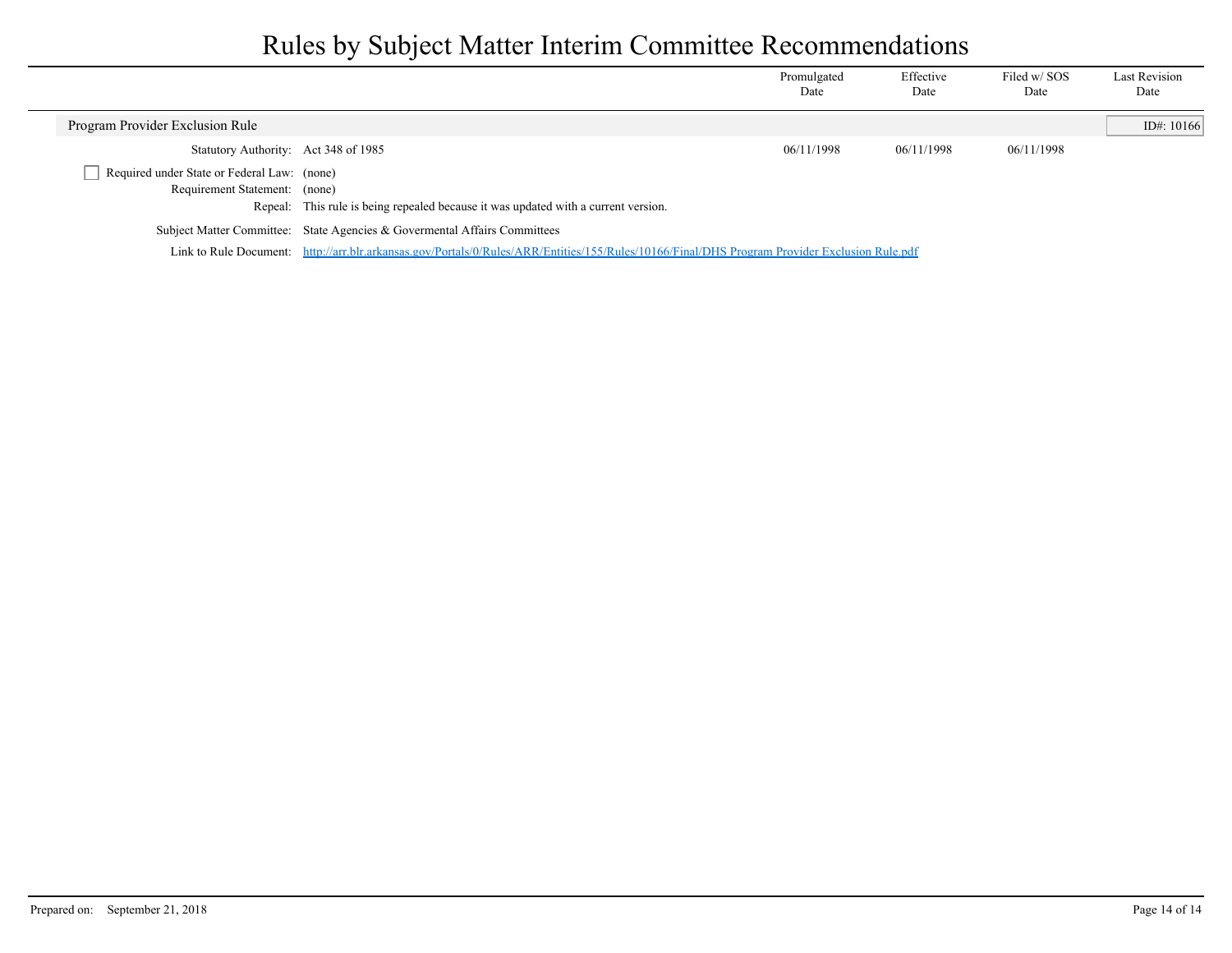# Rules by Subject Matter Interim Committee Recommendations

| | Promulgated Date | Effective Date | Filed w/ SOS Date | Last Revision Date |
|---|---|---|---|---|
| **Program Provider Exclusion Rule** | | | | ID#: 10166 |
| Statutory Authority: Act 348 of 1985 | 06/11/1998 | 06/11/1998 | 06/11/1998 | |

☐ Required under State or Federal Law: (none)

Requirement Statement: (none)

Repeal: This rule is being repealed because it was updated with a current version.

Subject Matter Committee: State Agencies & Govermental Affairs Committees

Link to Rule Document: http://arr.blr.arkansas.gov/Portals/0/Rules/ARR/Entities/155/Rules/10166/Final/DHS Program Provider Exclusion Rule.pdf

Prepared on: September 21, 2018